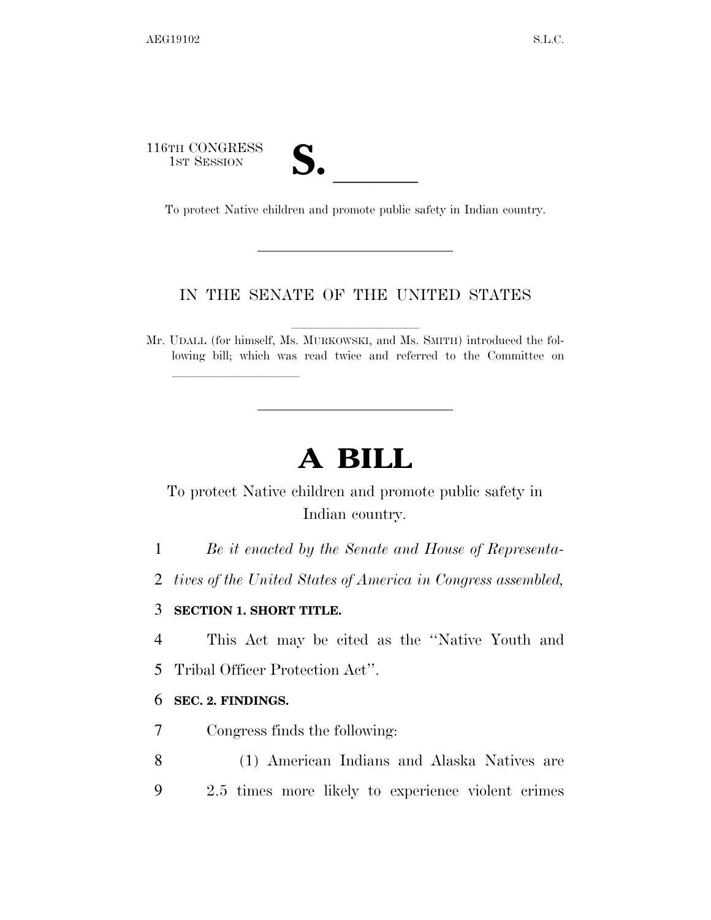116TH CONGRESS
1ST SESSION

# S. ______

To protect Native children and promote public safety in Indian country.

---

IN THE SENATE OF THE UNITED STATES

Mr. UDALL (for himself, Ms. MURKOWSKI, and Ms. SMITH) introduced the following bill; which was read twice and referred to the Committee on ______________

---

# A BILL

To protect Native children and promote public safety in Indian country.

1 *Be it enacted by the Senate and House of Representa-*
2 *tives of the United States of America in Congress assembled,*

3 **SECTION 1. SHORT TITLE.**

4 This Act may be cited as the ''Native Youth and
5 Tribal Officer Protection Act''.

6 **SEC. 2. FINDINGS.**

7 Congress finds the following:

8 (1) American Indians and Alaska Natives are
9 2.5 times more likely to experience violent crimes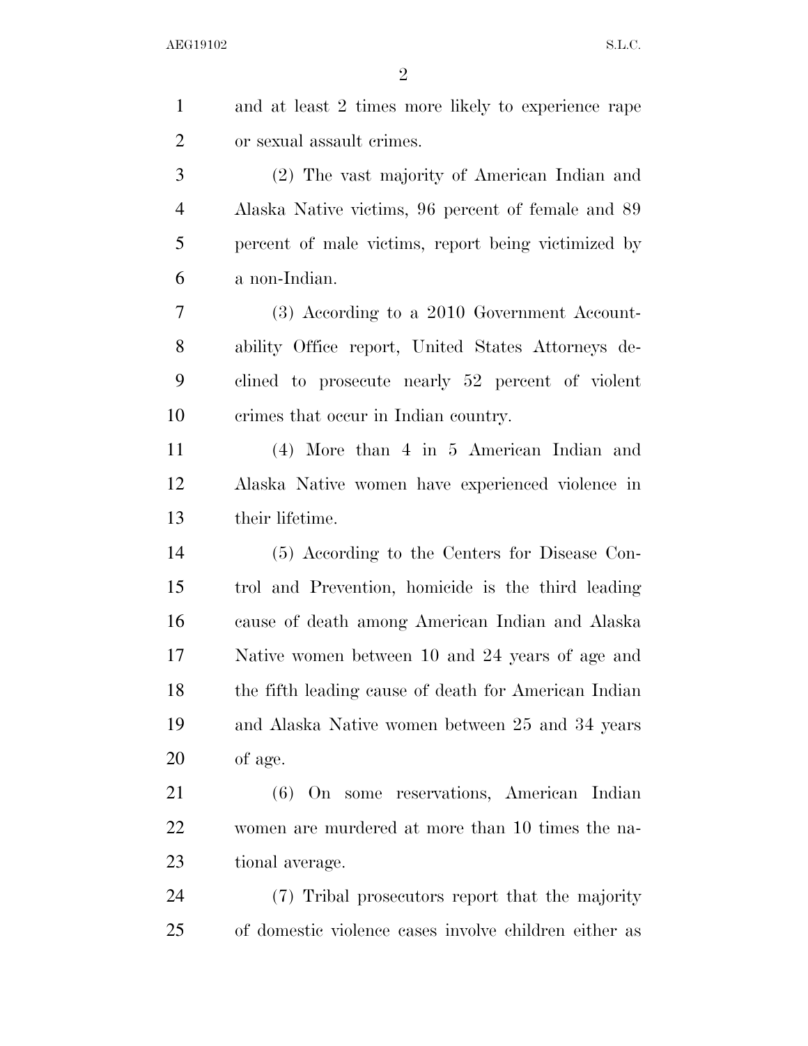and at least 2 times more likely to experience rape or sexual assault crimes.

(2) The vast majority of American Indian and Alaska Native victims, 96 percent of female and 89 percent of male victims, report being victimized by a non-Indian.

(3) According to a 2010 Government Accountability Office report, United States Attorneys declined to prosecute nearly 52 percent of violent crimes that occur in Indian country.

(4) More than 4 in 5 American Indian and Alaska Native women have experienced violence in their lifetime.

(5) According to the Centers for Disease Control and Prevention, homicide is the third leading cause of death among American Indian and Alaska Native women between 10 and 24 years of age and the fifth leading cause of death for American Indian and Alaska Native women between 25 and 34 years of age.

(6) On some reservations, American Indian women are murdered at more than 10 times the national average.

(7) Tribal prosecutors report that the majority of domestic violence cases involve children either as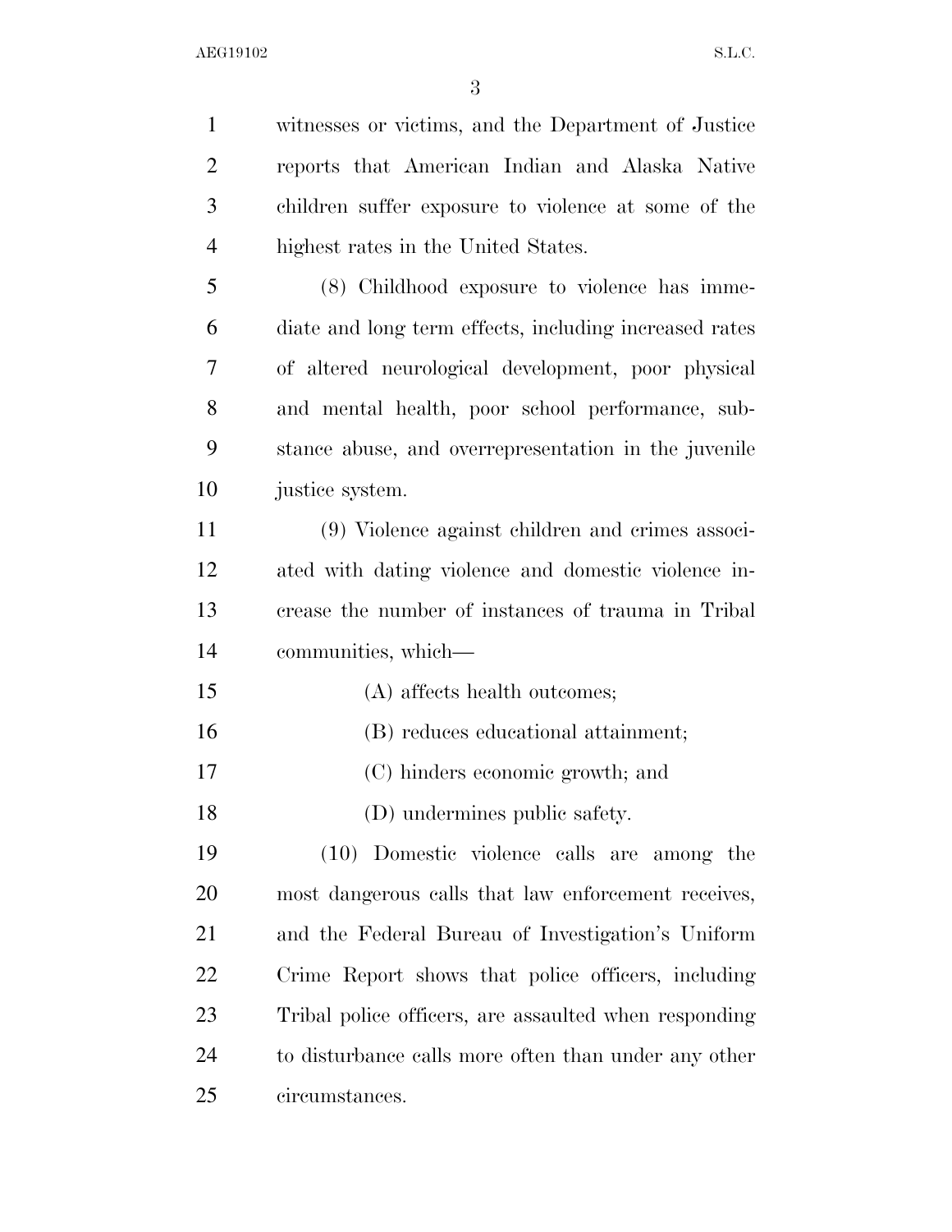witnesses or victims, and the Department of Justice reports that American Indian and Alaska Native children suffer exposure to violence at some of the highest rates in the United States.

(8) Childhood exposure to violence has immediate and long term effects, including increased rates of altered neurological development, poor physical and mental health, poor school performance, substance abuse, and overrepresentation in the juvenile justice system.

(9) Violence against children and crimes associated with dating violence and domestic violence increase the number of instances of trauma in Tribal communities, which—

(A) affects health outcomes;

(B) reduces educational attainment;

(C) hinders economic growth; and

(D) undermines public safety.

(10) Domestic violence calls are among the most dangerous calls that law enforcement receives, and the Federal Bureau of Investigation's Uniform Crime Report shows that police officers, including Tribal police officers, are assaulted when responding to disturbance calls more often than under any other circumstances.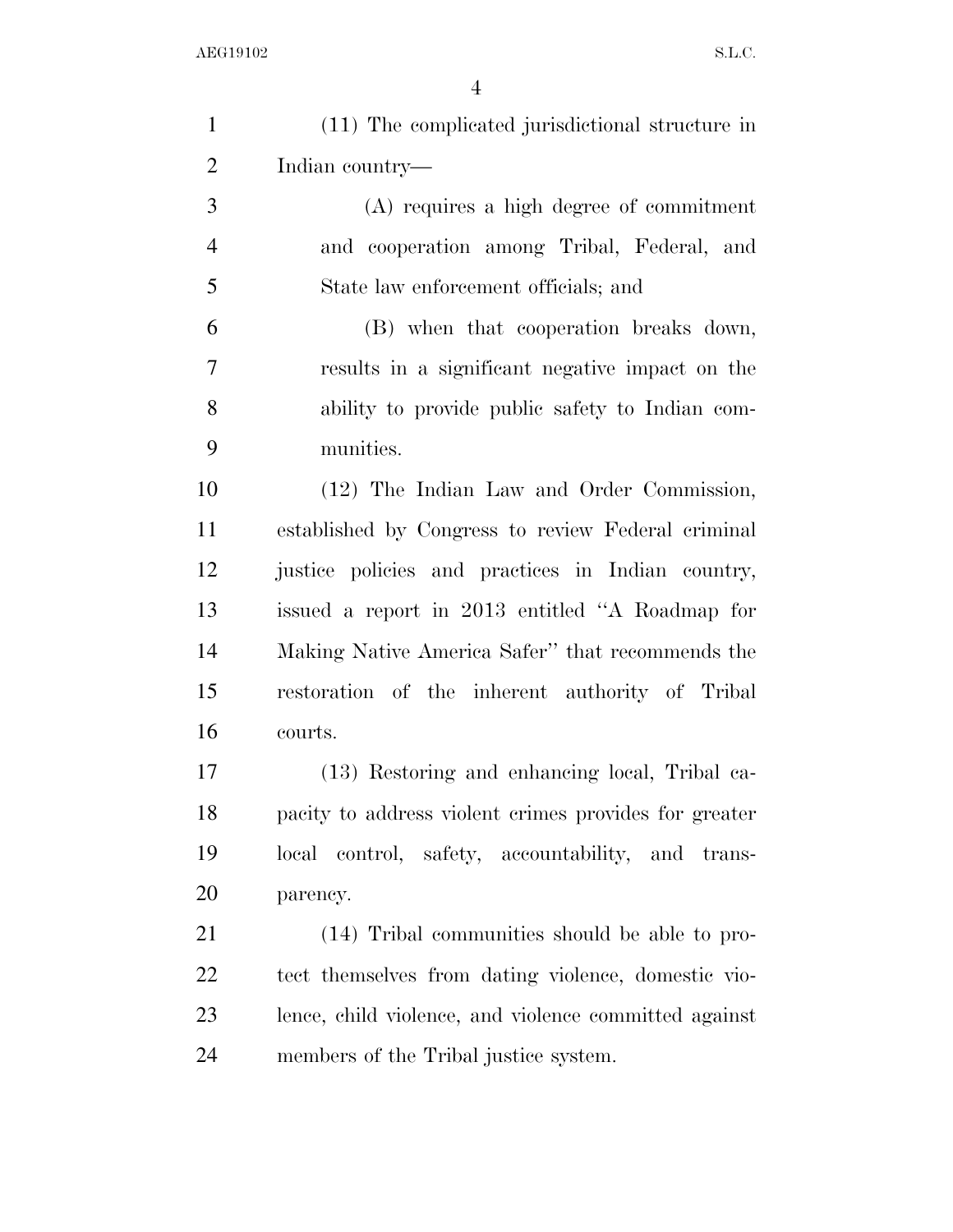(11) The complicated jurisdictional structure in Indian country—

(A) requires a high degree of commitment and cooperation among Tribal, Federal, and State law enforcement officials; and

(B) when that cooperation breaks down, results in a significant negative impact on the ability to provide public safety to Indian communities.

(12) The Indian Law and Order Commission, established by Congress to review Federal criminal justice policies and practices in Indian country, issued a report in 2013 entitled "A Roadmap for Making Native America Safer" that recommends the restoration of the inherent authority of Tribal courts.

(13) Restoring and enhancing local, Tribal capacity to address violent crimes provides for greater local control, safety, accountability, and transparency.

(14) Tribal communities should be able to protect themselves from dating violence, domestic violence, child violence, and violence committed against members of the Tribal justice system.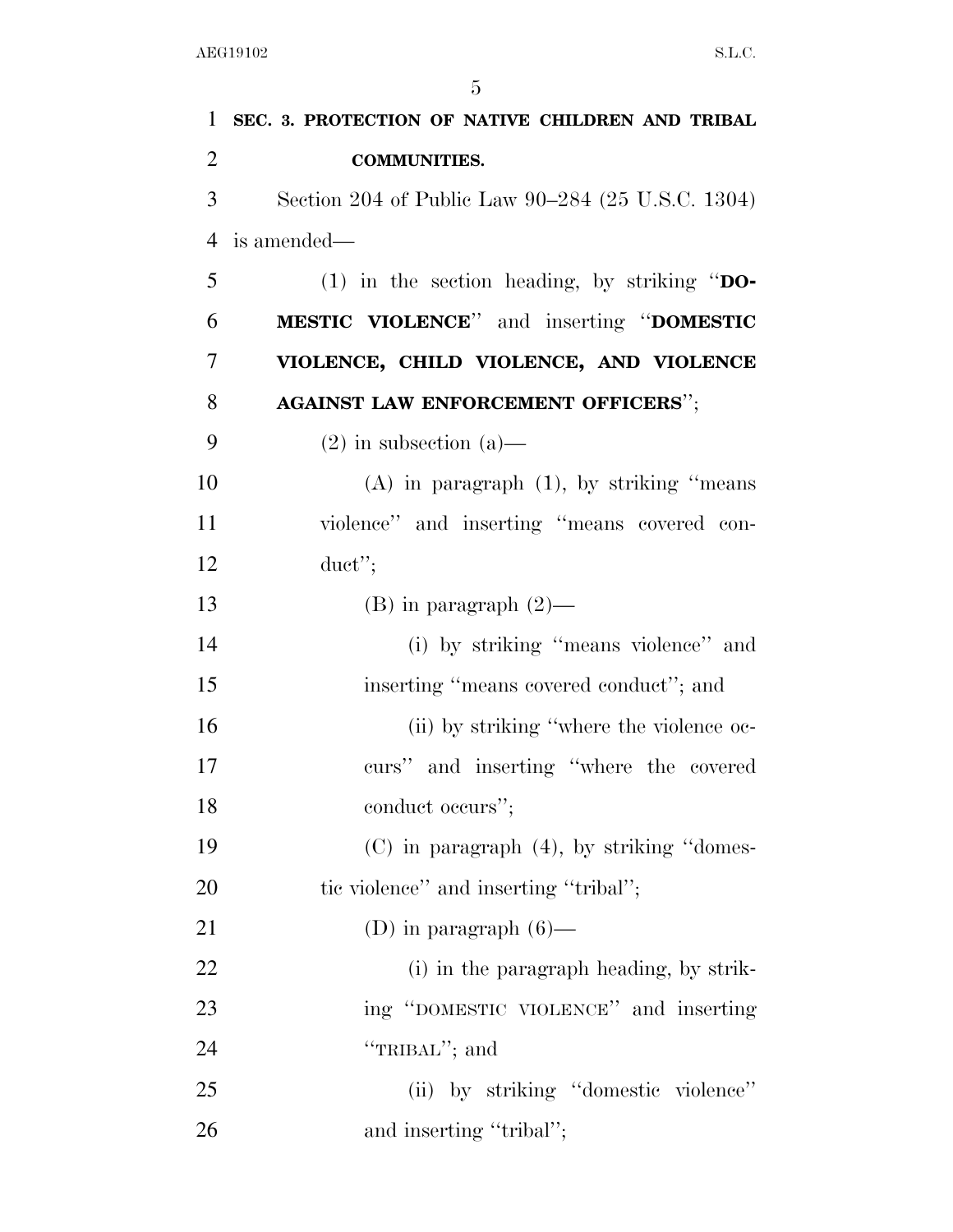**SEC. 3. PROTECTION OF NATIVE CHILDREN AND TRIBAL COMMUNITIES.**

Section 204 of Public Law 90–284 (25 U.S.C. 1304) is amended—

(1) in the section heading, by striking "**DOMESTIC VIOLENCE**" and inserting "**DOMESTIC VIOLENCE, CHILD VIOLENCE, AND VIOLENCE AGAINST LAW ENFORCEMENT OFFICERS**";

(2) in subsection (a)—

(A) in paragraph (1), by striking "means violence" and inserting "means covered conduct";

(B) in paragraph (2)—

(i) by striking "means violence" and inserting "means covered conduct"; and

(ii) by striking "where the violence occurs" and inserting "where the covered conduct occurs";

(C) in paragraph (4), by striking "domestic violence" and inserting "tribal";

(D) in paragraph (6)—

(i) in the paragraph heading, by striking "DOMESTIC VIOLENCE" and inserting "TRIBAL"; and

(ii) by striking "domestic violence" and inserting "tribal";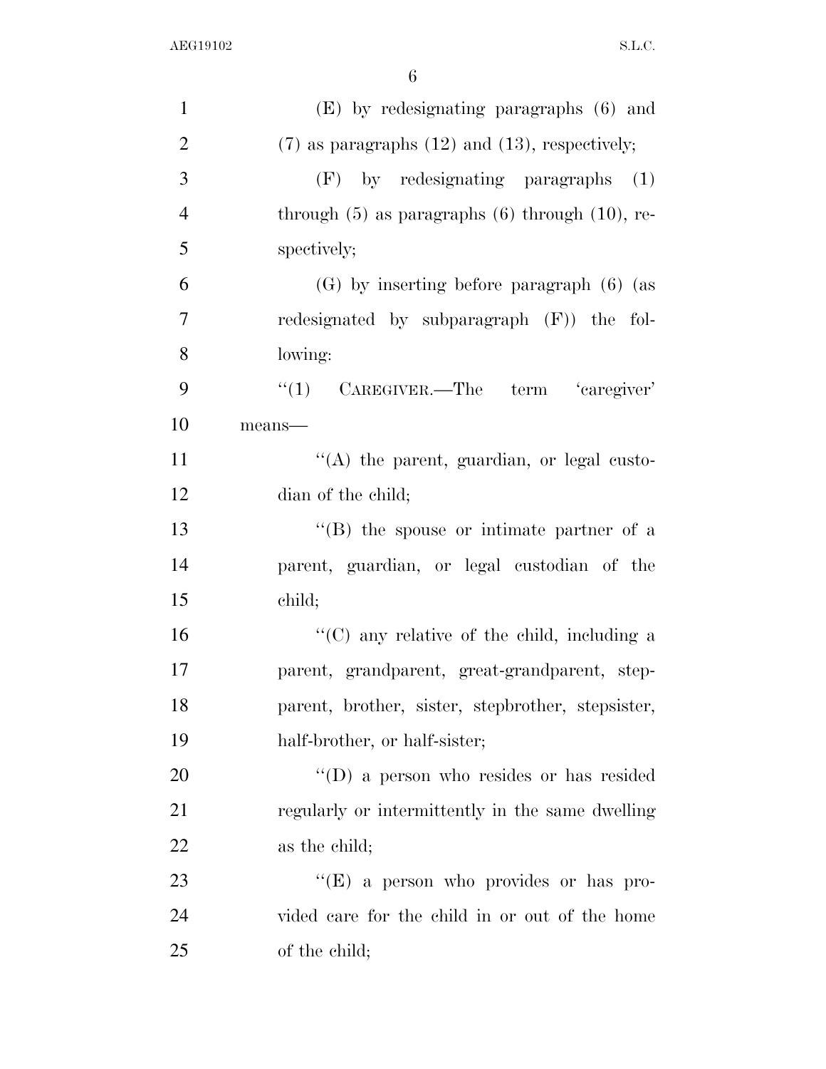(E) by redesignating paragraphs (6) and (7) as paragraphs (12) and (13), respectively;

(F) by redesignating paragraphs (1) through (5) as paragraphs (6) through (10), respectively;

(G) by inserting before paragraph (6) (as redesignated by subparagraph (F)) the following:

"(1) CAREGIVER.—The term 'caregiver' means—

"(A) the parent, guardian, or legal custodian of the child;

"(B) the spouse or intimate partner of a parent, guardian, or legal custodian of the child;

"(C) any relative of the child, including a parent, grandparent, great-grandparent, stepparent, brother, sister, stepbrother, stepsister, half-brother, or half-sister;

"(D) a person who resides or has resided regularly or intermittently in the same dwelling as the child;

"(E) a person who provides or has provided care for the child in or out of the home of the child;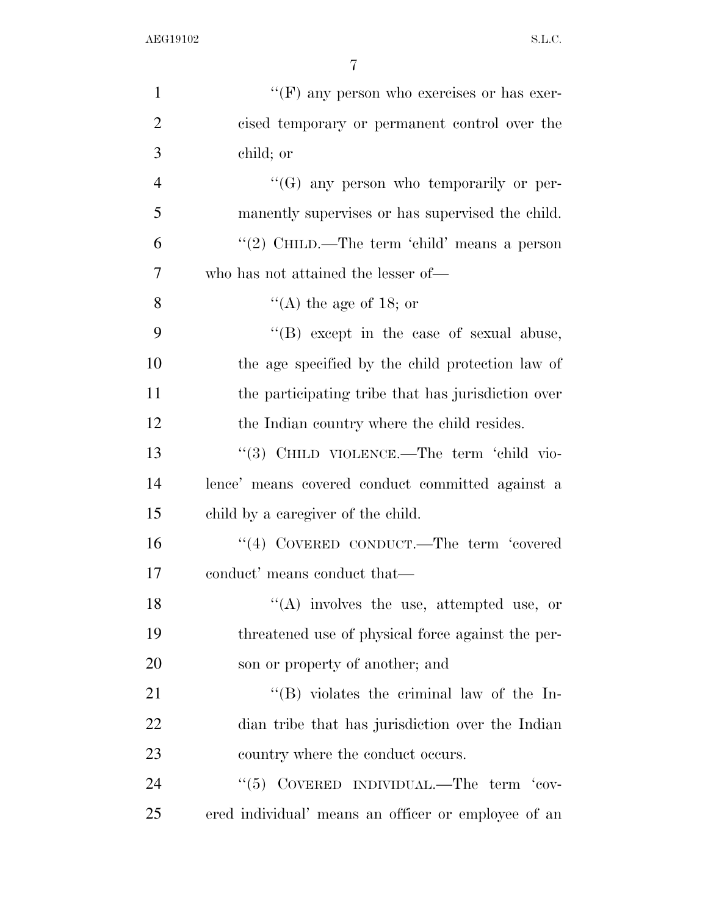"(F) any person who exercises or has exercised temporary or permanent control over the child; or

"(G) any person who temporarily or permanently supervises or has supervised the child.

"(2) CHILD.—The term 'child' means a person who has not attained the lesser of—

"(A) the age of 18; or

"(B) except in the case of sexual abuse, the age specified by the child protection law of the participating tribe that has jurisdiction over the Indian country where the child resides.

"(3) CHILD VIOLENCE.—The term 'child violence' means covered conduct committed against a child by a caregiver of the child.

"(4) COVERED CONDUCT.—The term 'covered conduct' means conduct that—

"(A) involves the use, attempted use, or threatened use of physical force against the person or property of another; and

"(B) violates the criminal law of the Indian tribe that has jurisdiction over the Indian country where the conduct occurs.

"(5) COVERED INDIVIDUAL.—The term 'covered individual' means an officer or employee of an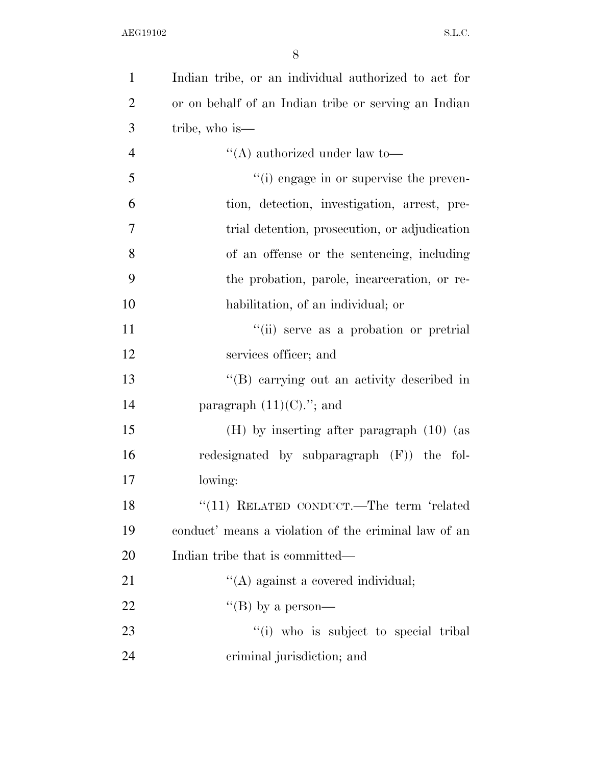Indian tribe, or an individual authorized to act for or on behalf of an Indian tribe or serving an Indian tribe, who is—

''(A) authorized under law to—

''(i) engage in or supervise the prevention, detection, investigation, arrest, pretrial detention, prosecution, or adjudication of an offense or the sentencing, including the probation, parole, incarceration, or rehabilitation, of an individual; or

''(ii) serve as a probation or pretrial services officer; and

''(B) carrying out an activity described in paragraph (11)(C).''; and

(H) by inserting after paragraph (10) (as redesignated by subparagraph (F)) the following:

''(11) RELATED CONDUCT.—The term 'related conduct' means a violation of the criminal law of an Indian tribe that is committed—

''(A) against a covered individual;

''(B) by a person—

''(i) who is subject to special tribal criminal jurisdiction; and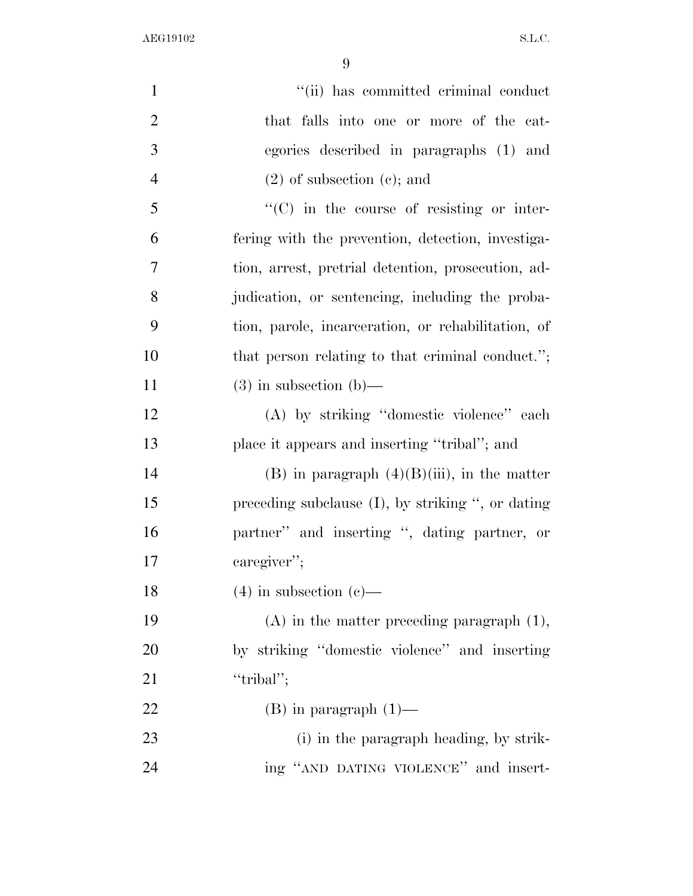"(ii) has committed criminal conduct that falls into one or more of the categories described in paragraphs (1) and (2) of subsection (c); and

"(C) in the course of resisting or interfering with the prevention, detection, investigation, arrest, pretrial detention, prosecution, adjudication, or sentencing, including the probation, parole, incarceration, or rehabilitation, of that person relating to that criminal conduct.";

(3) in subsection (b)—

(A) by striking "domestic violence" each place it appears and inserting "tribal"; and

(B) in paragraph (4)(B)(iii), in the matter preceding subclause (I), by striking ", or dating partner" and inserting ", dating partner, or caregiver";

(4) in subsection (c)—

(A) in the matter preceding paragraph (1), by striking "domestic violence" and inserting "tribal";

(B) in paragraph (1)—

(i) in the paragraph heading, by striking "AND DATING VIOLENCE" and insert-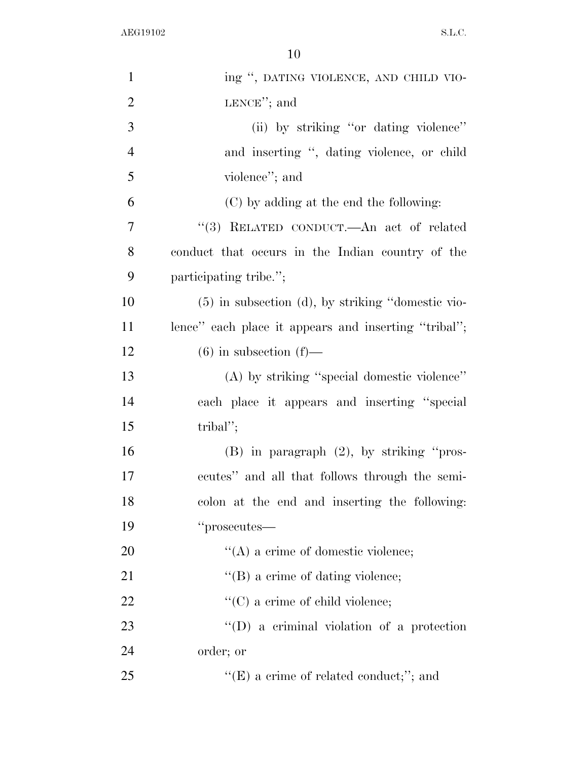ing ", DATING VIOLENCE, AND CHILD VIOLENCE"; and

(ii) by striking "or dating violence" and inserting ", dating violence, or child violence"; and

(C) by adding at the end the following:

"(3) RELATED CONDUCT.—An act of related conduct that occurs in the Indian country of the participating tribe.";

(5) in subsection (d), by striking "domestic violence" each place it appears and inserting "tribal";

(6) in subsection (f)—

(A) by striking "special domestic violence" each place it appears and inserting "special tribal";

(B) in paragraph (2), by striking "prosecutes" and all that follows through the semicolon at the end and inserting the following: "prosecutes—

"(A) a crime of domestic violence;

"(B) a crime of dating violence;

"(C) a crime of child violence;

"(D) a criminal violation of a protection order; or

"(E) a crime of related conduct;"; and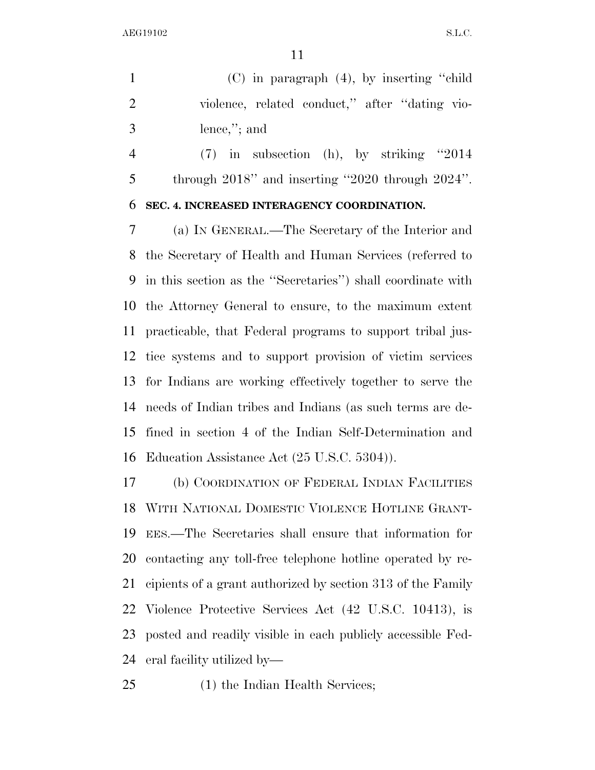(C) in paragraph (4), by inserting "child violence, related conduct," after "dating violence,"; and

(7) in subsection (h), by striking "2014 through 2018" and inserting "2020 through 2024".

**SEC. 4. INCREASED INTERAGENCY COORDINATION.**

(a) IN GENERAL.—The Secretary of the Interior and the Secretary of Health and Human Services (referred to in this section as the "Secretaries") shall coordinate with the Attorney General to ensure, to the maximum extent practicable, that Federal programs to support tribal justice systems and to support provision of victim services for Indians are working effectively together to serve the needs of Indian tribes and Indians (as such terms are defined in section 4 of the Indian Self-Determination and Education Assistance Act (25 U.S.C. 5304)).

(b) COORDINATION OF FEDERAL INDIAN FACILITIES WITH NATIONAL DOMESTIC VIOLENCE HOTLINE GRANTEES.—The Secretaries shall ensure that information for contacting any toll-free telephone hotline operated by recipients of a grant authorized by section 313 of the Family Violence Protective Services Act (42 U.S.C. 10413), is posted and readily visible in each publicly accessible Federal facility utilized by—

(1) the Indian Health Services;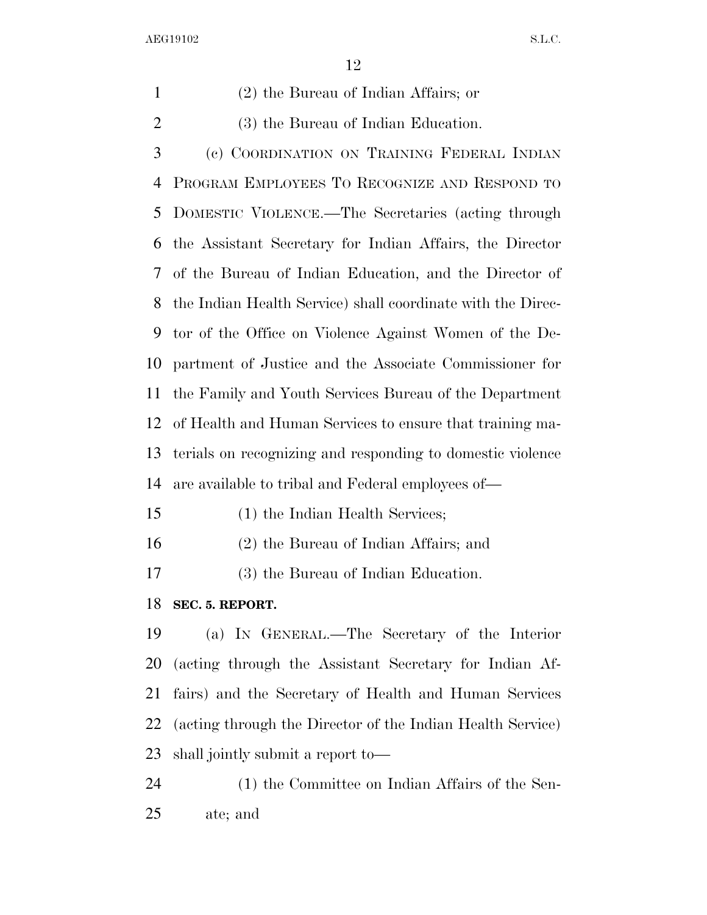(2) the Bureau of Indian Affairs; or

(3) the Bureau of Indian Education.

(c) COORDINATION ON TRAINING FEDERAL INDIAN PROGRAM EMPLOYEES TO RECOGNIZE AND RESPOND TO DOMESTIC VIOLENCE.—The Secretaries (acting through the Assistant Secretary for Indian Affairs, the Director of the Bureau of Indian Education, and the Director of the Indian Health Service) shall coordinate with the Director of the Office on Violence Against Women of the Department of Justice and the Associate Commissioner for the Family and Youth Services Bureau of the Department of Health and Human Services to ensure that training materials on recognizing and responding to domestic violence are available to tribal and Federal employees of—

(1) the Indian Health Services;

(2) the Bureau of Indian Affairs; and

(3) the Bureau of Indian Education.

**SEC. 5. REPORT.**

(a) IN GENERAL.—The Secretary of the Interior (acting through the Assistant Secretary for Indian Affairs) and the Secretary of Health and Human Services (acting through the Director of the Indian Health Service) shall jointly submit a report to—

(1) the Committee on Indian Affairs of the Senate; and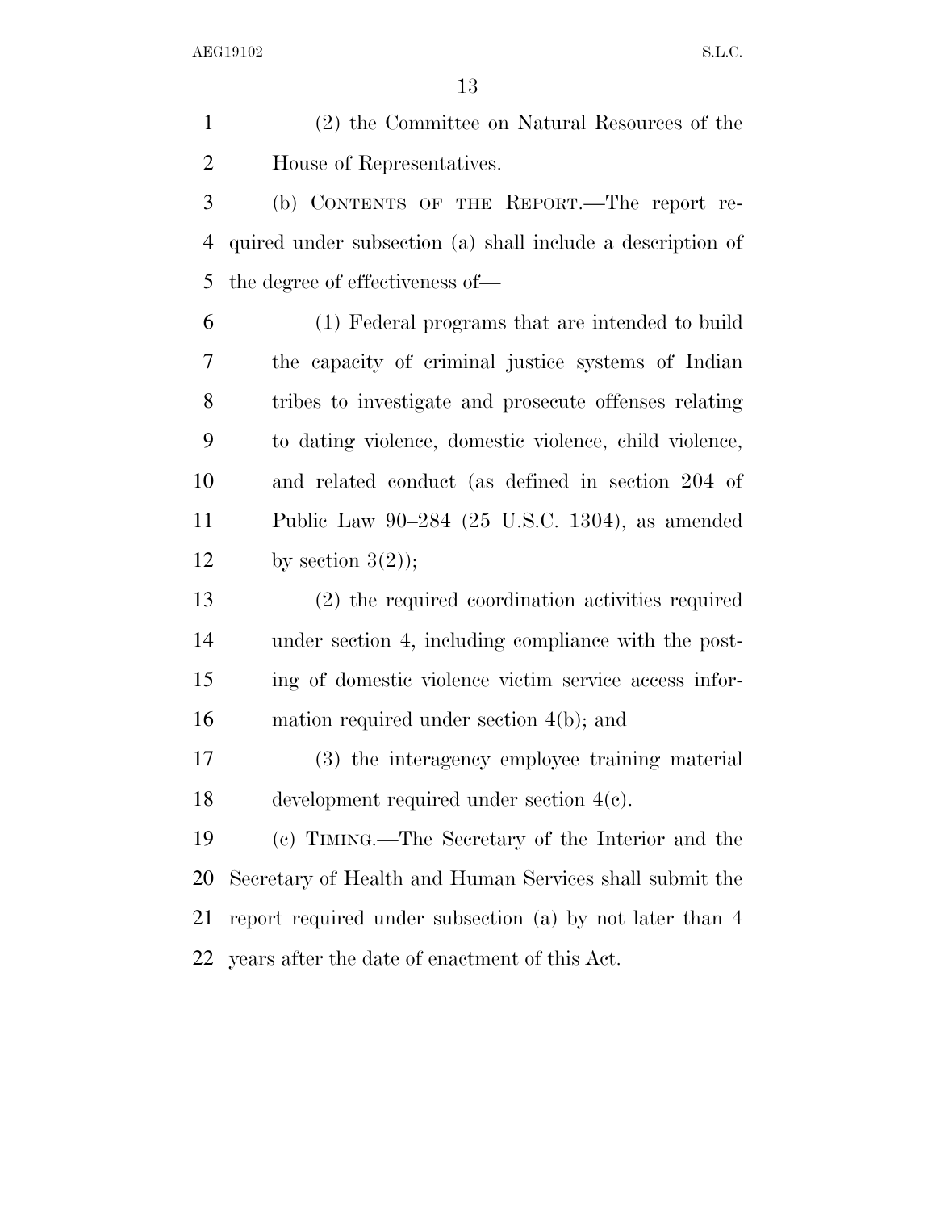(2) the Committee on Natural Resources of the House of Representatives.

(b) CONTENTS OF THE REPORT.—The report required under subsection (a) shall include a description of the degree of effectiveness of—

(1) Federal programs that are intended to build the capacity of criminal justice systems of Indian tribes to investigate and prosecute offenses relating to dating violence, domestic violence, child violence, and related conduct (as defined in section 204 of Public Law 90–284 (25 U.S.C. 1304), as amended by section 3(2));

(2) the required coordination activities required under section 4, including compliance with the posting of domestic violence victim service access information required under section 4(b); and

(3) the interagency employee training material development required under section 4(c).

(c) TIMING.—The Secretary of the Interior and the Secretary of Health and Human Services shall submit the report required under subsection (a) by not later than 4 years after the date of enactment of this Act.